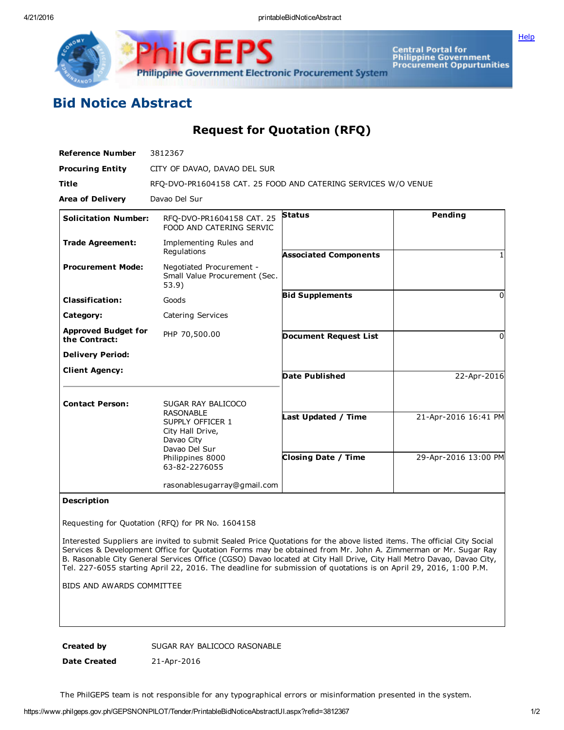# Bid Notice Abstract

## Request for Quotation (RFQ)

**Reference Number** 3812367

**Procuring Entity** CITY OF DAVAO, DAVAO DEL SUR

**Title** RFQ-DVO-PR1604158 CAT. 25 FOOD AND CATERING SERVICES W/O VENUE

**Area of Delivery** Davao Del Sur

| | | | |
|---|---|---|---|
| **Solicitation Number:** | RFQ-DVO-PR1604158 CAT. 25 FOOD AND CATERING SERVIC | **Status** | Pending |
| **Trade Agreement:** | Implementing Rules and Regulations | **Associated Components** | 1 |
| **Procurement Mode:** | Negotiated Procurement - Small Value Procurement (Sec. 53.9) | **Bid Supplements** | 0 |
| **Classification:** | Goods | | |
| **Category:** | Catering Services | **Document Request List** | 0 |
| **Approved Budget for the Contract:** | PHP 70,500.00 | | |
| **Delivery Period:** | | **Date Published** | 22-Apr-2016 |
| **Client Agency:** | | | |
| **Contact Person:** | SUGAR RAY BALICOCO RASONABLE<br>SUPPLY OFFICER 1<br>City Hall Drive,<br>Davao City<br>Davao Del Sur<br>Philippines 8000<br>63-82-2276055<br><br>rasonablesugarray@gmail.com | **Last Updated / Time** | 21-Apr-2016 16:41 PM |
| | | **Closing Date / Time** | 29-Apr-2016 13:00 PM |

**Description**

Requesting for Quotation (RFQ) for PR No. 1604158

Interested Suppliers are invited to submit Sealed Price Quotations for the above listed items. The official City Social Services & Development Office for Quotation Forms may be obtained from Mr. John A. Zimmerman or Mr. Sugar Ray B. Rasonable City General Services Office (CGSO) Davao located at City Hall Drive, City Hall Metro Davao, Davao City, Tel. 227-6055 starting April 22, 2016. The deadline for submission of quotations is on April 29, 2016, 1:00 P.M.

BIDS AND AWARDS COMMITTEE

**Created by** SUGAR RAY BALICOCO RASONABLE

**Date Created** 21-Apr-2016

The PhilGEPS team is not responsible for any typographical errors or misinformation presented in the system.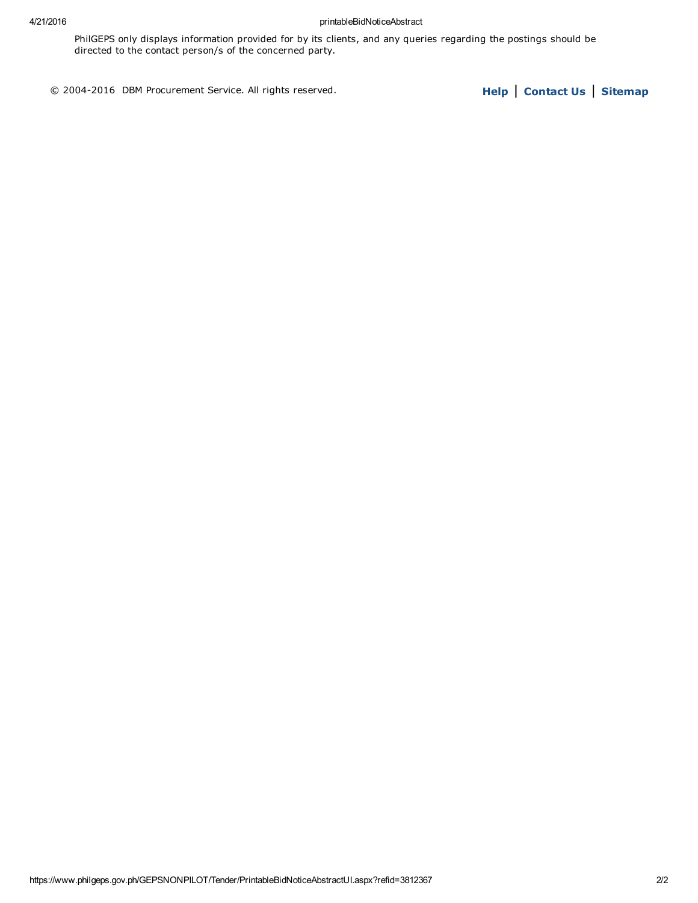PhilGEPS only displays information provided for by its clients, and any queries regarding the postings should be directed to the contact person/s of the concerned party.

© 2004-2016 DBM Procurement Service. All rights reserved.

**Help** | **Contact Us** | **Sitemap**